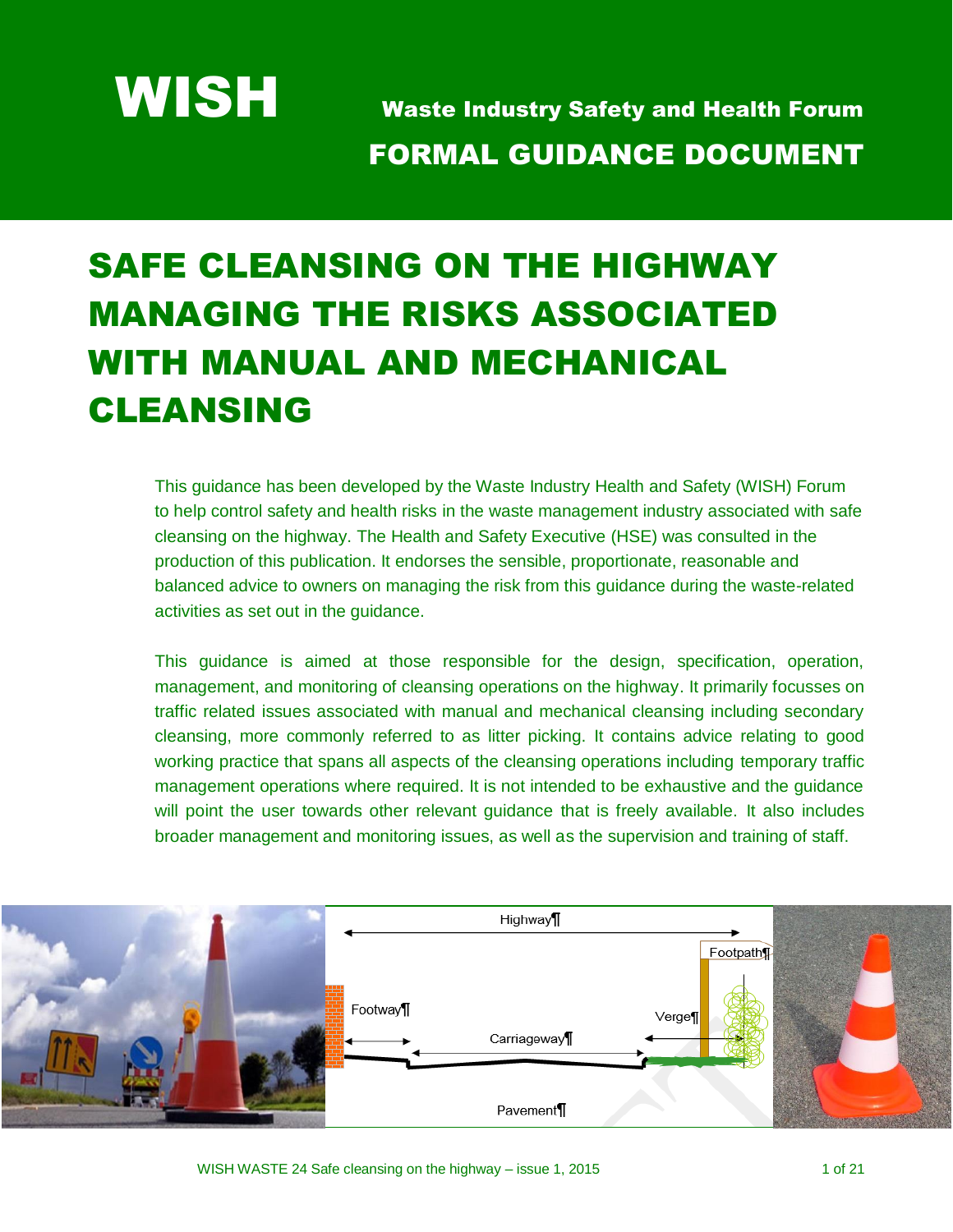# WISH

Waste Industry Safety and Health Forum

**FORMAL GUIDANCE DOCUMENT**

# SAFE CLEANSING ON THE HIGHWAY MANAGING THE RISKS ASSOCIATED WITH MANUAL AND MECHANICAL CLEANSING

This guidance has been developed by the Waste Industry Health and Safety (WISH) Forum to help control safety and health risks in the waste management industry associated with safe cleansing on the highway. The Health and Safety Executive (HSE) was consulted in the production of this publication. It endorses the sensible, proportionate, reasonable and balanced advice to owners on managing the risk from this guidance during the waste-related activities as set out in the guidance.

This guidance is aimed at those responsible for the design, specification, operation, management, and monitoring of cleansing operations on the highway. It primarily focusses on traffic related issues associated with manual and mechanical cleansing including secondary cleansing, more commonly referred to as litter picking. It contains advice relating to good working practice that spans all aspects of the cleansing operations including temporary traffic management operations where required. It is not intended to be exhaustive and the guidance will point the user towards other relevant guidance that is freely available. It also includes broader management and monitoring issues, as well as the supervision and training of staff.

Highway

Footpath

Footway

Verge

Carriageway

Pavement

WISH WASTE 24 Safe cleansing on the highway – issue 1, 2015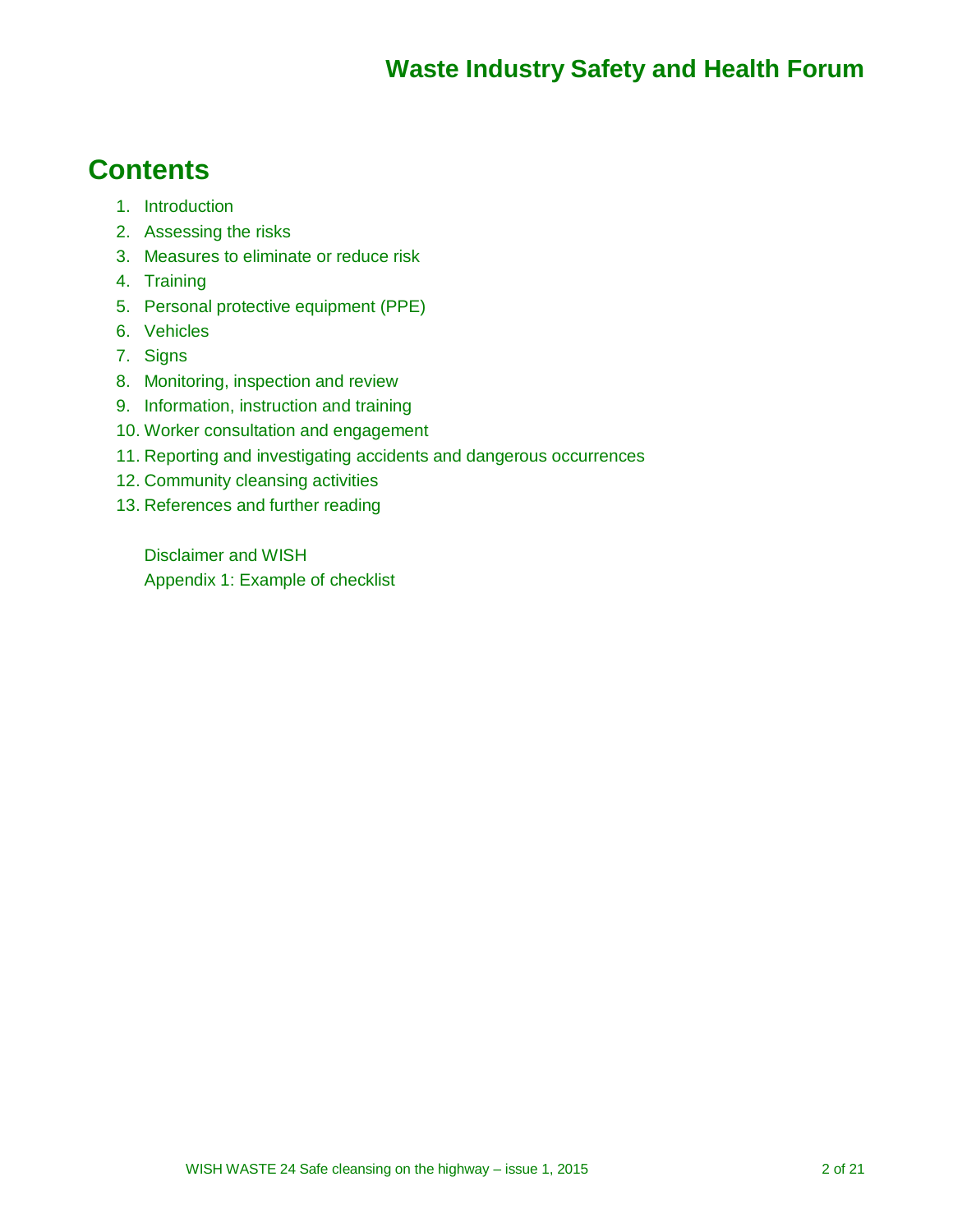# Contents

1. Introduction
2. Assessing the risks
3. Measures to eliminate or reduce risk
4. Training
5. Personal protective equipment (PPE)
6. Vehicles
7. Signs
8. Monitoring, inspection and review
9. Information, instruction and training
10. Worker consultation and engagement
11. Reporting and investigating accidents and dangerous occurrences
12. Community cleansing activities
13. References and further reading

Disclaimer and WISH

Appendix 1: Example of checklist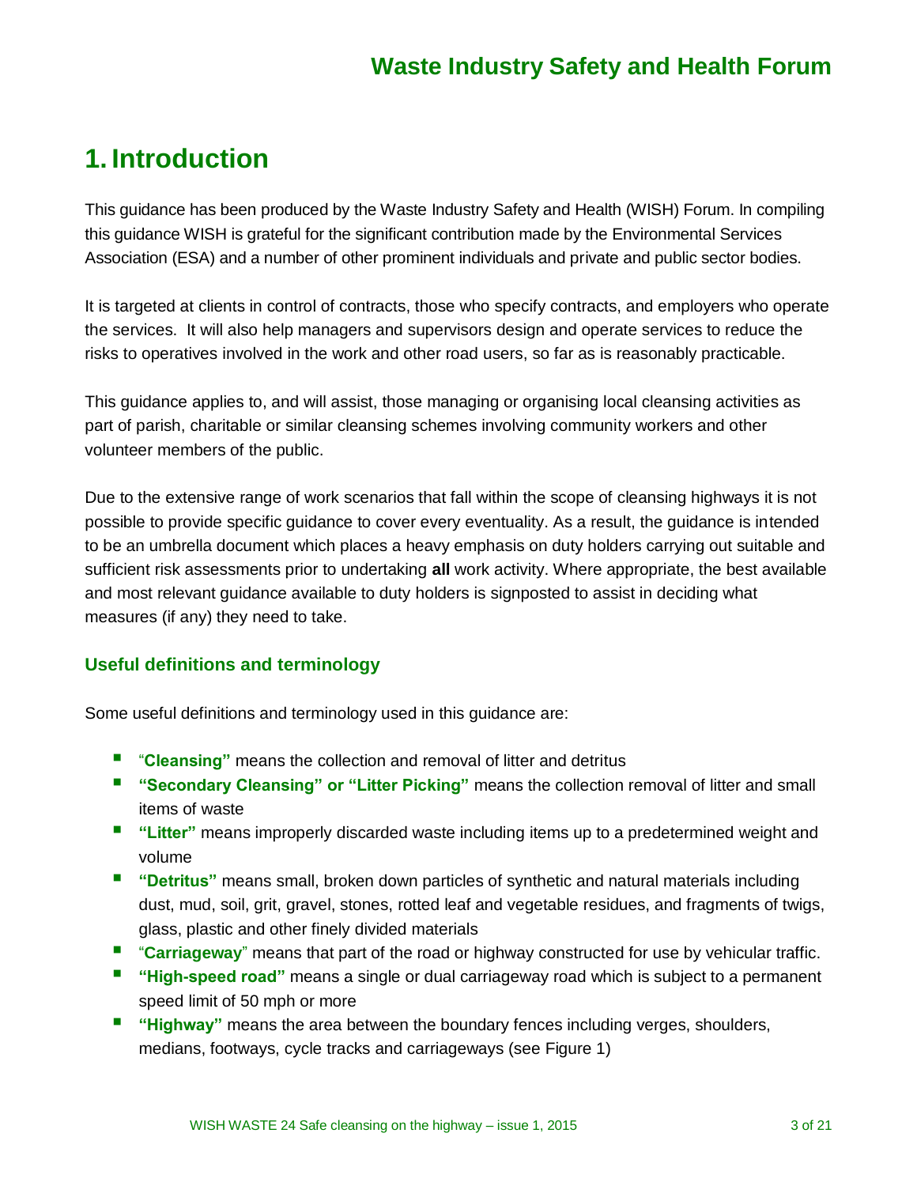# 1. Introduction

This guidance has been produced by the Waste Industry Safety and Health (WISH) Forum. In compiling this guidance WISH is grateful for the significant contribution made by the Environmental Services Association (ESA) and a number of other prominent individuals and private and public sector bodies.

It is targeted at clients in control of contracts, those who specify contracts, and employers who operate the services. It will also help managers and supervisors design and operate services to reduce the risks to operatives involved in the work and other road users, so far as is reasonably practicable.

This guidance applies to, and will assist, those managing or organising local cleansing activities as part of parish, charitable or similar cleansing schemes involving community workers and other volunteer members of the public.

Due to the extensive range of work scenarios that fall within the scope of cleansing highways it is not possible to provide specific guidance to cover every eventuality. As a result, the guidance is intended to be an umbrella document which places a heavy emphasis on duty holders carrying out suitable and sufficient risk assessments prior to undertaking **all** work activity. Where appropriate, the best available and most relevant guidance available to duty holders is signposted to assist in deciding what measures (if any) they need to take.

### Useful definitions and terminology

Some useful definitions and terminology used in this guidance are:

- **"Cleansing"** means the collection and removal of litter and detritus
- **"Secondary Cleansing" or "Litter Picking"** means the collection removal of litter and small items of waste
- **"Litter"** means improperly discarded waste including items up to a predetermined weight and volume
- **"Detritus"** means small, broken down particles of synthetic and natural materials including dust, mud, soil, grit, gravel, stones, rotted leaf and vegetable residues, and fragments of twigs, glass, plastic and other finely divided materials
- **"Carriageway"** means that part of the road or highway constructed for use by vehicular traffic.
- **"High-speed road"** means a single or dual carriageway road which is subject to a permanent speed limit of 50 mph or more
- **"Highway"** means the area between the boundary fences including verges, shoulders, medians, footways, cycle tracks and carriageways (see Figure 1)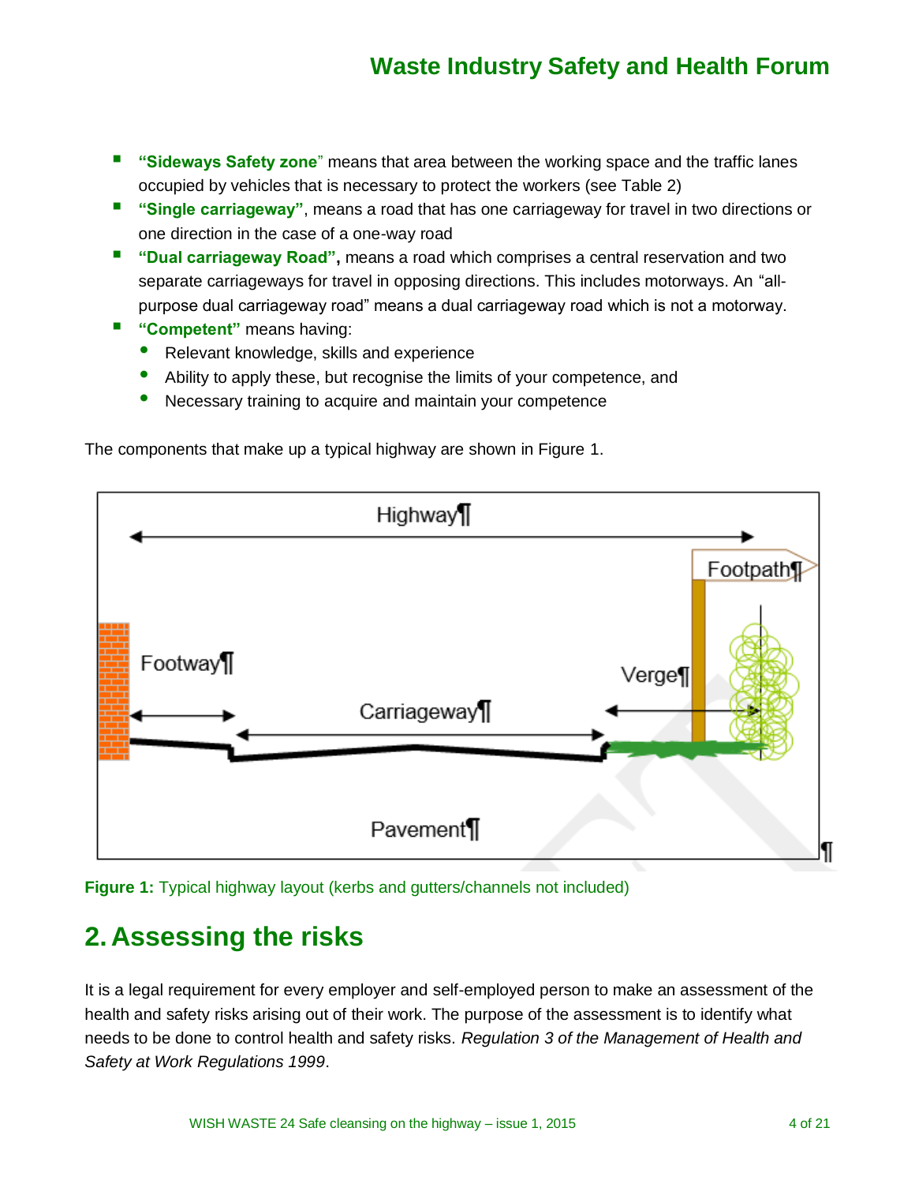- **"Sideways Safety zone"** means that area between the working space and the traffic lanes occupied by vehicles that is necessary to protect the workers (see Table 2)
- **"Single carriageway"**, means a road that has one carriageway for travel in two directions or one direction in the case of a one-way road
- **"Dual carriageway Road",** means a road which comprises a central reservation and two separate carriageways for travel in opposing directions. This includes motorways. An "all-purpose dual carriageway road" means a dual carriageway road which is not a motorway.
- **"Competent"** means having:
  - Relevant knowledge, skills and experience
  - Ability to apply these, but recognise the limits of your competence, and
  - Necessary training to acquire and maintain your competence

The components that make up a typical highway are shown in Figure 1.

**Figure 1:** Typical highway layout (kerbs and gutters/channels not included)

## 2. Assessing the risks

It is a legal requirement for every employer and self-employed person to make an assessment of the health and safety risks arising out of their work. The purpose of the assessment is to identify what needs to be done to control health and safety risks. *Regulation 3 of the Management of Health and Safety at Work Regulations 1999*.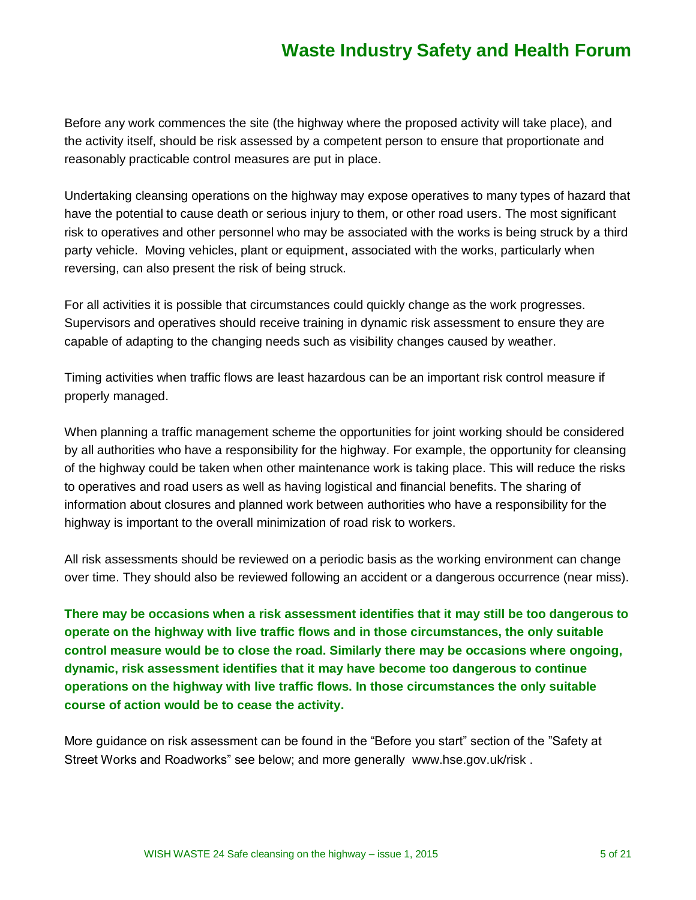Before any work commences the site (the highway where the proposed activity will take place), and the activity itself, should be risk assessed by a competent person to ensure that proportionate and reasonably practicable control measures are put in place.

Undertaking cleansing operations on the highway may expose operatives to many types of hazard that have the potential to cause death or serious injury to them, or other road users. The most significant risk to operatives and other personnel who may be associated with the works is being struck by a third party vehicle. Moving vehicles, plant or equipment, associated with the works, particularly when reversing, can also present the risk of being struck.

For all activities it is possible that circumstances could quickly change as the work progresses. Supervisors and operatives should receive training in dynamic risk assessment to ensure they are capable of adapting to the changing needs such as visibility changes caused by weather.

Timing activities when traffic flows are least hazardous can be an important risk control measure if properly managed.

When planning a traffic management scheme the opportunities for joint working should be considered by all authorities who have a responsibility for the highway. For example, the opportunity for cleansing of the highway could be taken when other maintenance work is taking place. This will reduce the risks to operatives and road users as well as having logistical and financial benefits. The sharing of information about closures and planned work between authorities who have a responsibility for the highway is important to the overall minimization of road risk to workers.

All risk assessments should be reviewed on a periodic basis as the working environment can change over time. They should also be reviewed following an accident or a dangerous occurrence (near miss).

**There may be occasions when a risk assessment identifies that it may still be too dangerous to operate on the highway with live traffic flows and in those circumstances, the only suitable control measure would be to close the road. Similarly there may be occasions where ongoing, dynamic, risk assessment identifies that it may have become too dangerous to continue operations on the highway with live traffic flows. In those circumstances the only suitable course of action would be to cease the activity.**

More guidance on risk assessment can be found in the "Before you start" section of the "Safety at Street Works and Roadworks" see below; and more generally www.hse.gov.uk/risk .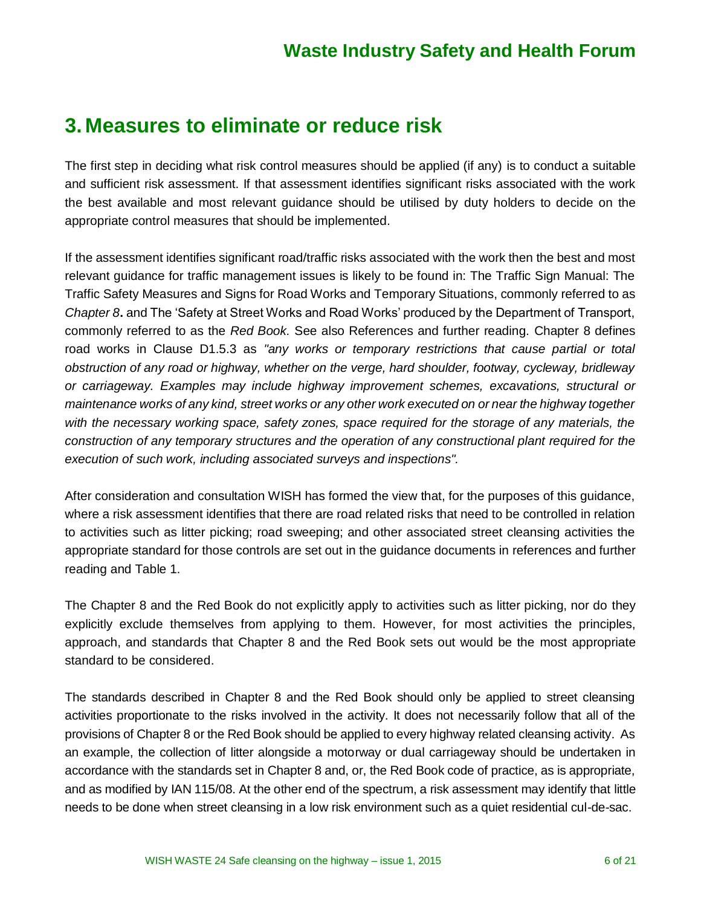# 3. Measures to eliminate or reduce risk

The first step in deciding what risk control measures should be applied (if any) is to conduct a suitable and sufficient risk assessment. If that assessment identifies significant risks associated with the work the best available and most relevant guidance should be utilised by duty holders to decide on the appropriate control measures that should be implemented.

If the assessment identifies significant road/traffic risks associated with the work then the best and most relevant guidance for traffic management issues is likely to be found in: The Traffic Sign Manual: The Traffic Safety Measures and Signs for Road Works and Temporary Situations, commonly referred to as *Chapter 8***.** and The 'Safety at Street Works and Road Works' produced by the Department of Transport, commonly referred to as the *Red Book.* See also References and further reading. Chapter 8 defines road works in Clause D1.5.3 as *"any works or temporary restrictions that cause partial or total obstruction of any road or highway, whether on the verge, hard shoulder, footway, cycleway, bridleway or carriageway. Examples may include highway improvement schemes, excavations, structural or maintenance works of any kind, street works or any other work executed on or near the highway together with the necessary working space, safety zones, space required for the storage of any materials, the construction of any temporary structures and the operation of any constructional plant required for the execution of such work, including associated surveys and inspections".*

After consideration and consultation WISH has formed the view that, for the purposes of this guidance, where a risk assessment identifies that there are road related risks that need to be controlled in relation to activities such as litter picking; road sweeping; and other associated street cleansing activities the appropriate standard for those controls are set out in the guidance documents in references and further reading and Table 1.

The Chapter 8 and the Red Book do not explicitly apply to activities such as litter picking, nor do they explicitly exclude themselves from applying to them. However, for most activities the principles, approach, and standards that Chapter 8 and the Red Book sets out would be the most appropriate standard to be considered.

The standards described in Chapter 8 and the Red Book should only be applied to street cleansing activities proportionate to the risks involved in the activity. It does not necessarily follow that all of the provisions of Chapter 8 or the Red Book should be applied to every highway related cleansing activity. As an example, the collection of litter alongside a motorway or dual carriageway should be undertaken in accordance with the standards set in Chapter 8 and, or, the Red Book code of practice, as is appropriate, and as modified by IAN 115/08. At the other end of the spectrum, a risk assessment may identify that little needs to be done when street cleansing in a low risk environment such as a quiet residential cul-de-sac.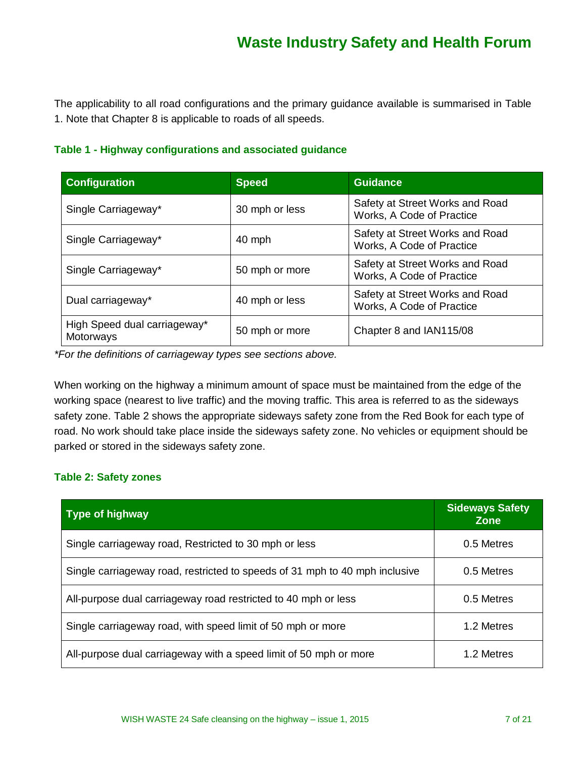The applicability to all road configurations and the primary guidance available is summarised in Table 1. Note that Chapter 8 is applicable to roads of all speeds.

**Table 1 - Highway configurations and associated guidance**

| Configuration | Speed | Guidance |
|---|---|---|
| Single Carriageway* | 30 mph or less | Safety at Street Works and Road Works, A Code of Practice |
| Single Carriageway* | 40 mph | Safety at Street Works and Road Works, A Code of Practice |
| Single Carriageway* | 50 mph or more | Safety at Street Works and Road Works, A Code of Practice |
| Dual carriageway* | 40 mph or less | Safety at Street Works and Road Works, A Code of Practice |
| High Speed dual carriageway* Motorways | 50 mph or more | Chapter 8 and IAN115/08 |

*\*For the definitions of carriageway types see sections above.*

When working on the highway a minimum amount of space must be maintained from the edge of the working space (nearest to live traffic) and the moving traffic. This area is referred to as the sideways safety zone. Table 2 shows the appropriate sideways safety zone from the Red Book for each type of road. No work should take place inside the sideways safety zone. No vehicles or equipment should be parked or stored in the sideways safety zone.

**Table 2: Safety zones**

| Type of highway | Sideways Safety Zone |
|---|---|
| Single carriageway road, Restricted to 30 mph or less | 0.5 Metres |
| Single carriageway road, restricted to speeds of 31 mph to 40 mph inclusive | 0.5 Metres |
| All-purpose dual carriageway road restricted to 40 mph or less | 0.5 Metres |
| Single carriageway road, with speed limit of 50 mph or more | 1.2 Metres |
| All-purpose dual carriageway with a speed limit of 50 mph or more | 1.2 Metres |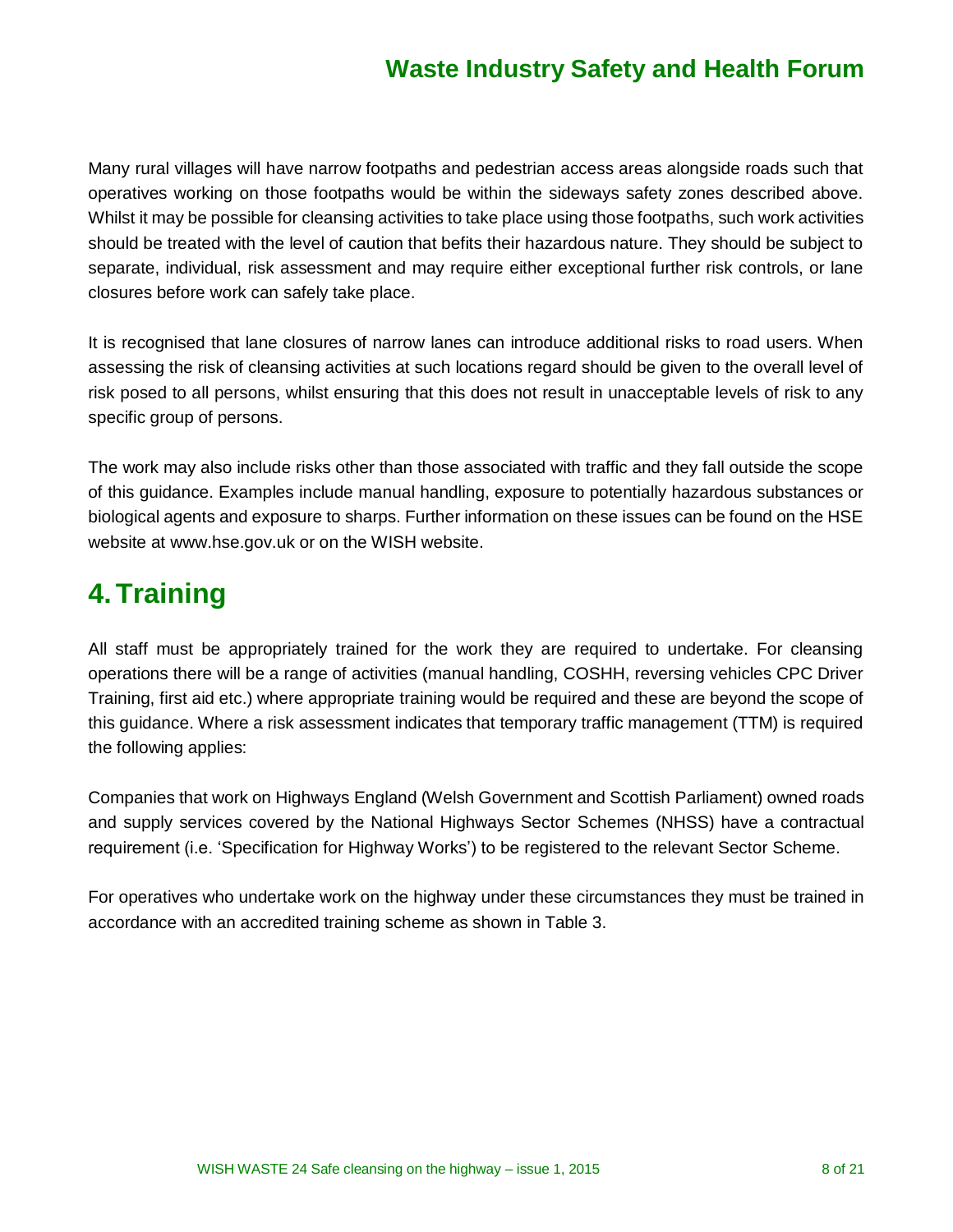Many rural villages will have narrow footpaths and pedestrian access areas alongside roads such that operatives working on those footpaths would be within the sideways safety zones described above. Whilst it may be possible for cleansing activities to take place using those footpaths, such work activities should be treated with the level of caution that befits their hazardous nature. They should be subject to separate, individual, risk assessment and may require either exceptional further risk controls, or lane closures before work can safely take place.

It is recognised that lane closures of narrow lanes can introduce additional risks to road users. When assessing the risk of cleansing activities at such locations regard should be given to the overall level of risk posed to all persons, whilst ensuring that this does not result in unacceptable levels of risk to any specific group of persons.

The work may also include risks other than those associated with traffic and they fall outside the scope of this guidance. Examples include manual handling, exposure to potentially hazardous substances or biological agents and exposure to sharps. Further information on these issues can be found on the HSE website at www.hse.gov.uk or on the WISH website.

# 4. Training

All staff must be appropriately trained for the work they are required to undertake. For cleansing operations there will be a range of activities (manual handling, COSHH, reversing vehicles CPC Driver Training, first aid etc.) where appropriate training would be required and these are beyond the scope of this guidance. Where a risk assessment indicates that temporary traffic management (TTM) is required the following applies:

Companies that work on Highways England (Welsh Government and Scottish Parliament) owned roads and supply services covered by the National Highways Sector Schemes (NHSS) have a contractual requirement (i.e. 'Specification for Highway Works') to be registered to the relevant Sector Scheme.

For operatives who undertake work on the highway under these circumstances they must be trained in accordance with an accredited training scheme as shown in Table 3.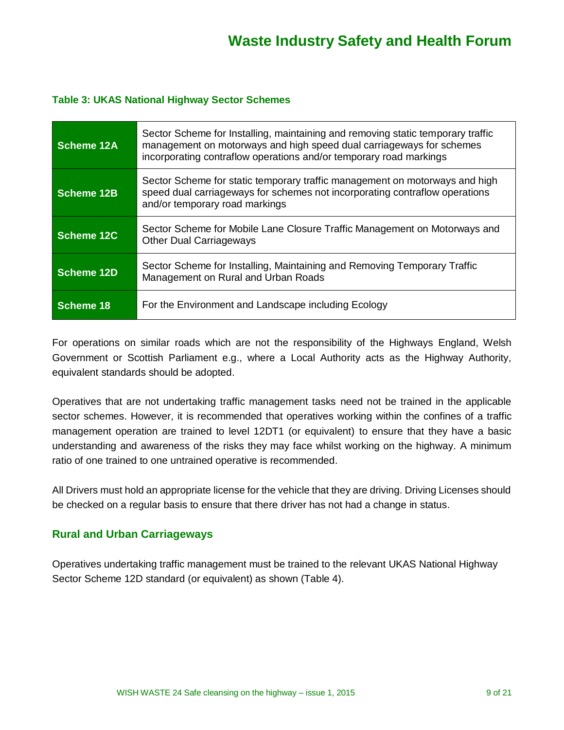**Table 3: UKAS National Highway Sector Schemes**

| | |
|---|---|
| **Scheme 12A** | Sector Scheme for Installing, maintaining and removing static temporary traffic management on motorways and high speed dual carriageways for schemes incorporating contraflow operations and/or temporary road markings |
| **Scheme 12B** | Sector Scheme for static temporary traffic management on motorways and high speed dual carriageways for schemes not incorporating contraflow operations and/or temporary road markings |
| **Scheme 12C** | Sector Scheme for Mobile Lane Closure Traffic Management on Motorways and Other Dual Carriageways |
| **Scheme 12D** | Sector Scheme for Installing, Maintaining and Removing Temporary Traffic Management on Rural and Urban Roads |
| **Scheme 18** | For the Environment and Landscape including Ecology |

For operations on similar roads which are not the responsibility of the Highways England, Welsh Government or Scottish Parliament e.g., where a Local Authority acts as the Highway Authority, equivalent standards should be adopted.

Operatives that are not undertaking traffic management tasks need not be trained in the applicable sector schemes. However, it is recommended that operatives working within the confines of a traffic management operation are trained to level 12DT1 (or equivalent) to ensure that they have a basic understanding and awareness of the risks they may face whilst working on the highway. A minimum ratio of one trained to one untrained operative is recommended.

All Drivers must hold an appropriate license for the vehicle that they are driving. Driving Licenses should be checked on a regular basis to ensure that there driver has not had a change in status.

## Rural and Urban Carriageways

Operatives undertaking traffic management must be trained to the relevant UKAS National Highway Sector Scheme 12D standard (or equivalent) as shown (Table 4).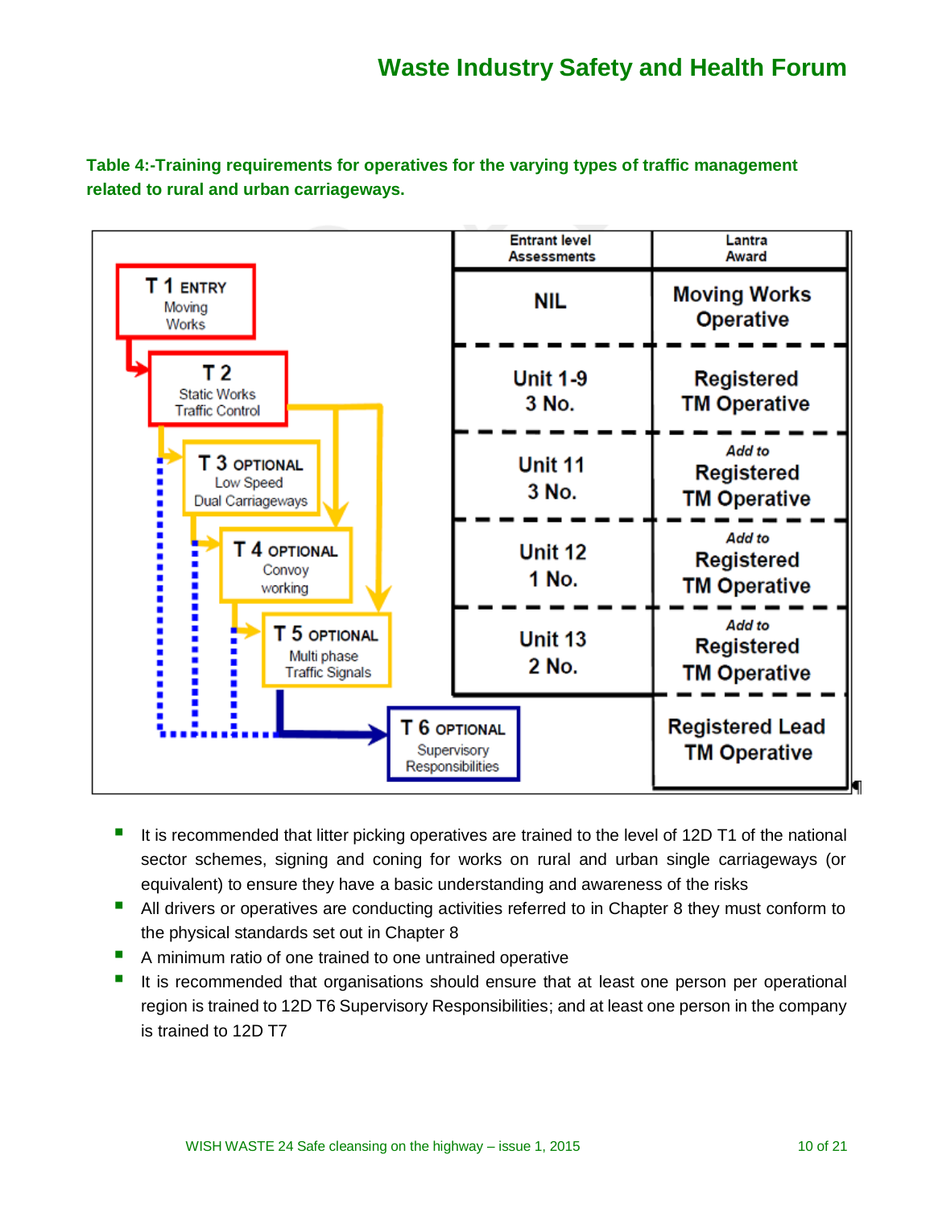**Table 4:-Training requirements for operatives for the varying types of traffic management related to rural and urban carriageways.**

| | Entrant level Assessments | Lantra Award |
|---|---|---|
| T 1 ENTRY Moving Works | NIL | Moving Works Operative |
| T 2 Static Works Traffic Control | Unit 1-9 3 No. | Registered TM Operative |
| T 3 OPTIONAL Low Speed Dual Carriageways | Unit 11 3 No. | *Add to* Registered TM Operative |
| T 4 OPTIONAL Convoy working | Unit 12 1 No. | *Add to* Registered TM Operative |
| T 5 OPTIONAL Multi phase Traffic Signals | Unit 13 2 No. | *Add to* Registered TM Operative |
| T 6 OPTIONAL Supervisory Responsibilities | | Registered Lead TM Operative |

- It is recommended that litter picking operatives are trained to the level of 12D T1 of the national sector schemes, signing and coning for works on rural and urban single carriageways (or equivalent) to ensure they have a basic understanding and awareness of the risks
- All drivers or operatives are conducting activities referred to in Chapter 8 they must conform to the physical standards set out in Chapter 8
- A minimum ratio of one trained to one untrained operative
- It is recommended that organisations should ensure that at least one person per operational region is trained to 12D T6 Supervisory Responsibilities; and at least one person in the company is trained to 12D T7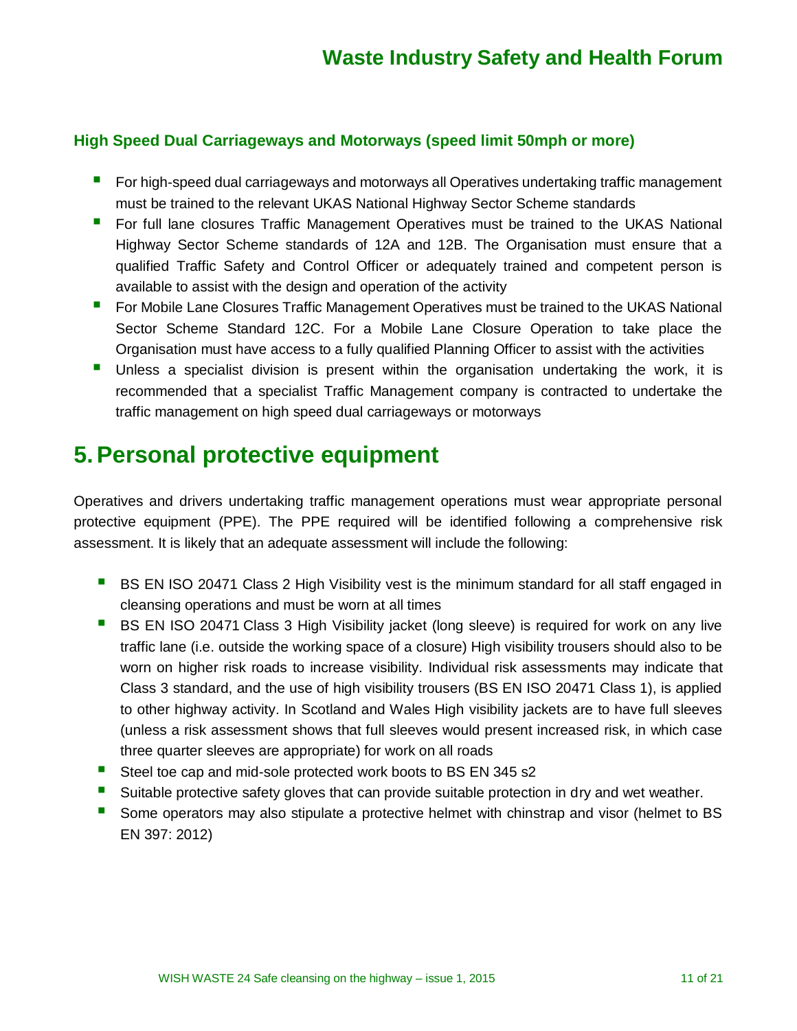### High Speed Dual Carriageways and Motorways (speed limit 50mph or more)

- For high-speed dual carriageways and motorways all Operatives undertaking traffic management must be trained to the relevant UKAS National Highway Sector Scheme standards
- For full lane closures Traffic Management Operatives must be trained to the UKAS National Highway Sector Scheme standards of 12A and 12B. The Organisation must ensure that a qualified Traffic Safety and Control Officer or adequately trained and competent person is available to assist with the design and operation of the activity
- For Mobile Lane Closures Traffic Management Operatives must be trained to the UKAS National Sector Scheme Standard 12C. For a Mobile Lane Closure Operation to take place the Organisation must have access to a fully qualified Planning Officer to assist with the activities
- Unless a specialist division is present within the organisation undertaking the work, it is recommended that a specialist Traffic Management company is contracted to undertake the traffic management on high speed dual carriageways or motorways

# 5. Personal protective equipment

Operatives and drivers undertaking traffic management operations must wear appropriate personal protective equipment (PPE). The PPE required will be identified following a comprehensive risk assessment. It is likely that an adequate assessment will include the following:

- BS EN ISO 20471 Class 2 High Visibility vest is the minimum standard for all staff engaged in cleansing operations and must be worn at all times
- BS EN ISO 20471 Class 3 High Visibility jacket (long sleeve) is required for work on any live traffic lane (i.e. outside the working space of a closure) High visibility trousers should also to be worn on higher risk roads to increase visibility. Individual risk assessments may indicate that Class 3 standard, and the use of high visibility trousers (BS EN ISO 20471 Class 1), is applied to other highway activity. In Scotland and Wales High visibility jackets are to have full sleeves (unless a risk assessment shows that full sleeves would present increased risk, in which case three quarter sleeves are appropriate) for work on all roads
- Steel toe cap and mid-sole protected work boots to BS EN 345 s2
- Suitable protective safety gloves that can provide suitable protection in dry and wet weather.
- Some operators may also stipulate a protective helmet with chinstrap and visor (helmet to BS EN 397: 2012)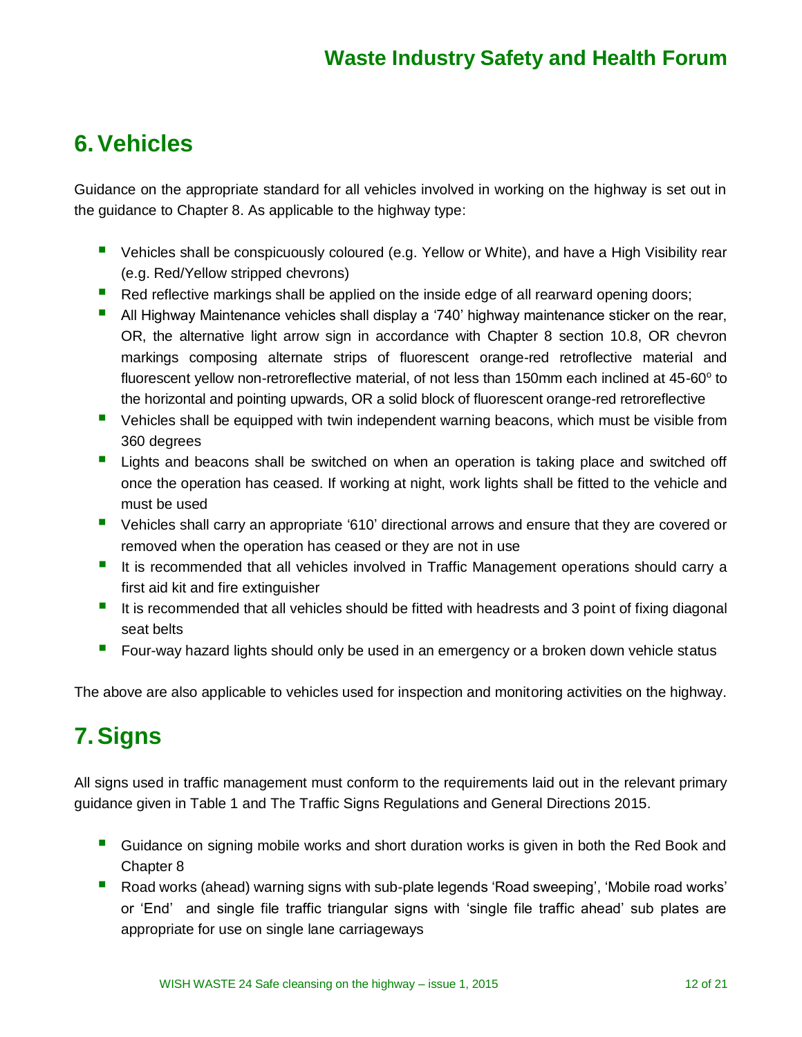# 6. Vehicles

Guidance on the appropriate standard for all vehicles involved in working on the highway is set out in the guidance to Chapter 8. As applicable to the highway type:

- Vehicles shall be conspicuously coloured (e.g. Yellow or White), and have a High Visibility rear (e.g. Red/Yellow stripped chevrons)
- Red reflective markings shall be applied on the inside edge of all rearward opening doors;
- All Highway Maintenance vehicles shall display a '740' highway maintenance sticker on the rear, OR, the alternative light arrow sign in accordance with Chapter 8 section 10.8, OR chevron markings composing alternate strips of fluorescent orange-red retroflective material and fluorescent yellow non-retroreflective material, of not less than 150mm each inclined at 45-60° to the horizontal and pointing upwards, OR a solid block of fluorescent orange-red retroreflective
- Vehicles shall be equipped with twin independent warning beacons, which must be visible from 360 degrees
- Lights and beacons shall be switched on when an operation is taking place and switched off once the operation has ceased. If working at night, work lights shall be fitted to the vehicle and must be used
- Vehicles shall carry an appropriate '610' directional arrows and ensure that they are covered or removed when the operation has ceased or they are not in use
- It is recommended that all vehicles involved in Traffic Management operations should carry a first aid kit and fire extinguisher
- It is recommended that all vehicles should be fitted with headrests and 3 point of fixing diagonal seat belts
- Four-way hazard lights should only be used in an emergency or a broken down vehicle status

The above are also applicable to vehicles used for inspection and monitoring activities on the highway.

# 7. Signs

All signs used in traffic management must conform to the requirements laid out in the relevant primary guidance given in Table 1 and The Traffic Signs Regulations and General Directions 2015.

- Guidance on signing mobile works and short duration works is given in both the Red Book and Chapter 8
- Road works (ahead) warning signs with sub-plate legends 'Road sweeping', 'Mobile road works' or 'End' and single file traffic triangular signs with 'single file traffic ahead' sub plates are appropriate for use on single lane carriageways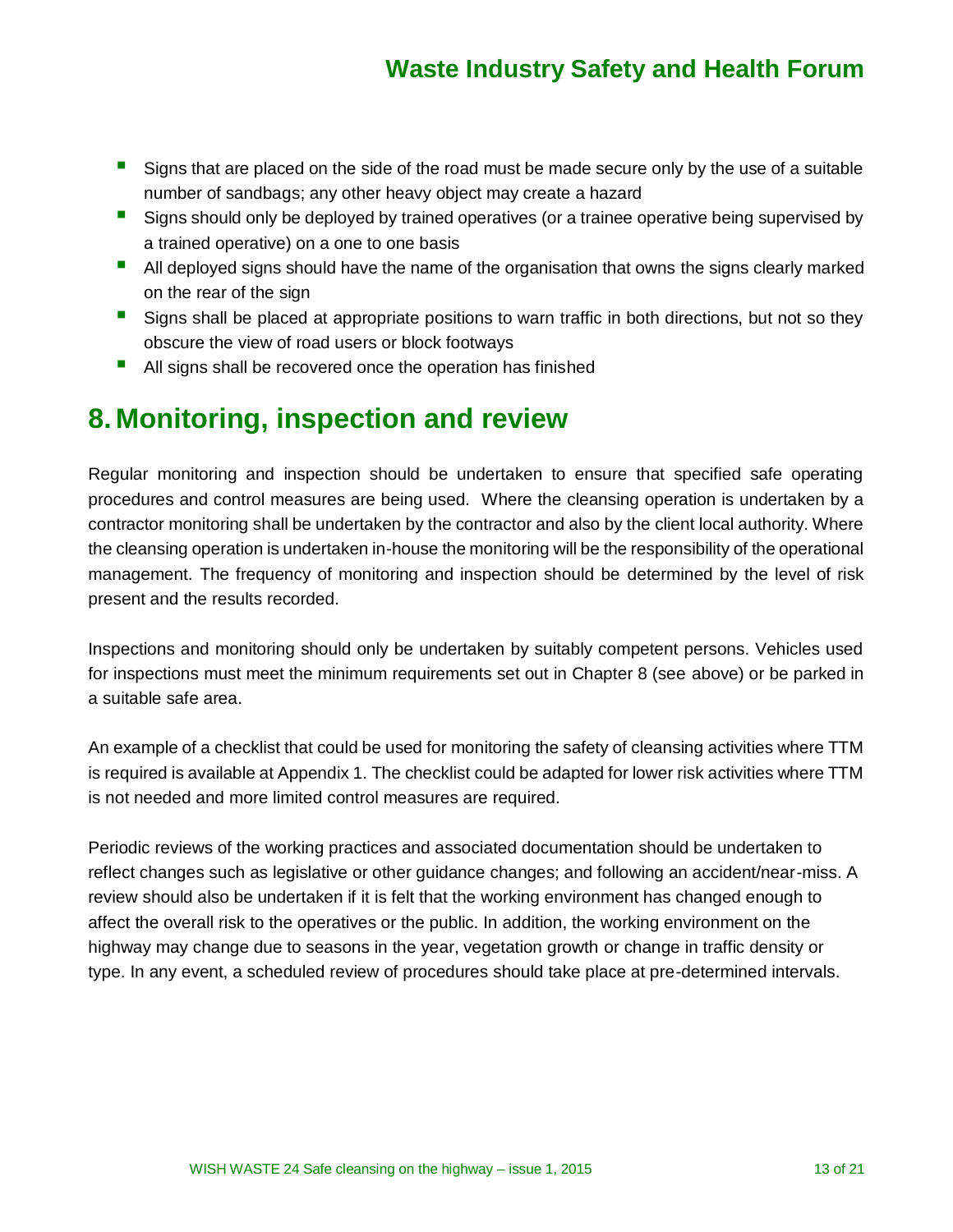- Signs that are placed on the side of the road must be made secure only by the use of a suitable number of sandbags; any other heavy object may create a hazard
- Signs should only be deployed by trained operatives (or a trainee operative being supervised by a trained operative) on a one to one basis
- All deployed signs should have the name of the organisation that owns the signs clearly marked on the rear of the sign
- Signs shall be placed at appropriate positions to warn traffic in both directions, but not so they obscure the view of road users or block footways
- All signs shall be recovered once the operation has finished

# 8. Monitoring, inspection and review

Regular monitoring and inspection should be undertaken to ensure that specified safe operating procedures and control measures are being used. Where the cleansing operation is undertaken by a contractor monitoring shall be undertaken by the contractor and also by the client local authority. Where the cleansing operation is undertaken in-house the monitoring will be the responsibility of the operational management. The frequency of monitoring and inspection should be determined by the level of risk present and the results recorded.

Inspections and monitoring should only be undertaken by suitably competent persons. Vehicles used for inspections must meet the minimum requirements set out in Chapter 8 (see above) or be parked in a suitable safe area.

An example of a checklist that could be used for monitoring the safety of cleansing activities where TTM is required is available at Appendix 1. The checklist could be adapted for lower risk activities where TTM is not needed and more limited control measures are required.

Periodic reviews of the working practices and associated documentation should be undertaken to reflect changes such as legislative or other guidance changes; and following an accident/near-miss. A review should also be undertaken if it is felt that the working environment has changed enough to affect the overall risk to the operatives or the public. In addition, the working environment on the highway may change due to seasons in the year, vegetation growth or change in traffic density or type. In any event, a scheduled review of procedures should take place at pre-determined intervals.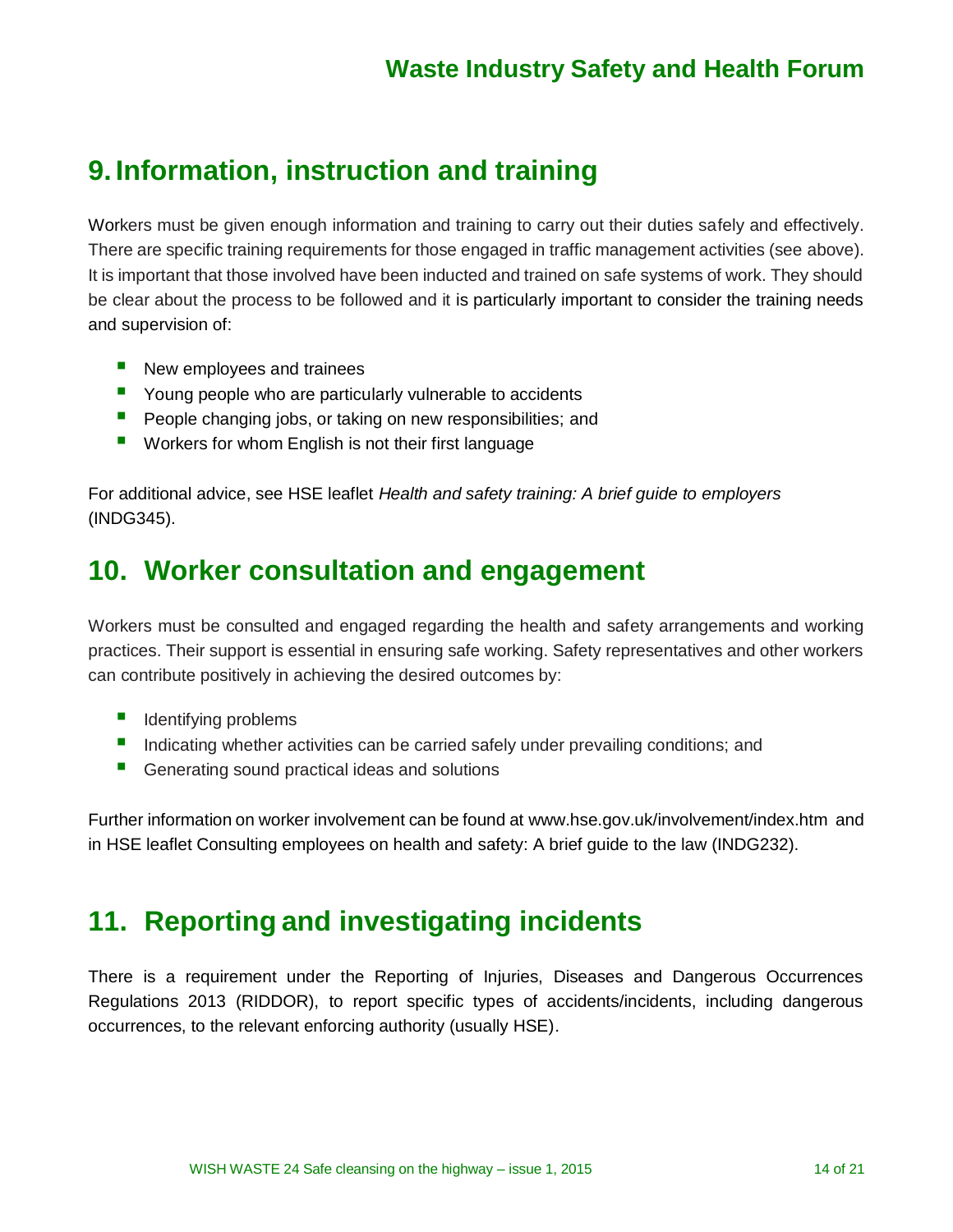## 9. Information, instruction and training

Workers must be given enough information and training to carry out their duties safely and effectively. There are specific training requirements for those engaged in traffic management activities (see above). It is important that those involved have been inducted and trained on safe systems of work. They should be clear about the process to be followed and it is particularly important to consider the training needs and supervision of:

- New employees and trainees
- Young people who are particularly vulnerable to accidents
- People changing jobs, or taking on new responsibilities; and
- Workers for whom English is not their first language

For additional advice, see HSE leaflet *Health and safety training: A brief guide to employers* (INDG345).

## 10. Worker consultation and engagement

Workers must be consulted and engaged regarding the health and safety arrangements and working practices. Their support is essential in ensuring safe working. Safety representatives and other workers can contribute positively in achieving the desired outcomes by:

- Identifying problems
- Indicating whether activities can be carried safely under prevailing conditions; and
- Generating sound practical ideas and solutions

Further information on worker involvement can be found at www.hse.gov.uk/involvement/index.htm and in HSE leaflet Consulting employees on health and safety: A brief guide to the law (INDG232).

## 11. Reporting and investigating incidents

There is a requirement under the Reporting of Injuries, Diseases and Dangerous Occurrences Regulations 2013 (RIDDOR), to report specific types of accidents/incidents, including dangerous occurrences, to the relevant enforcing authority (usually HSE).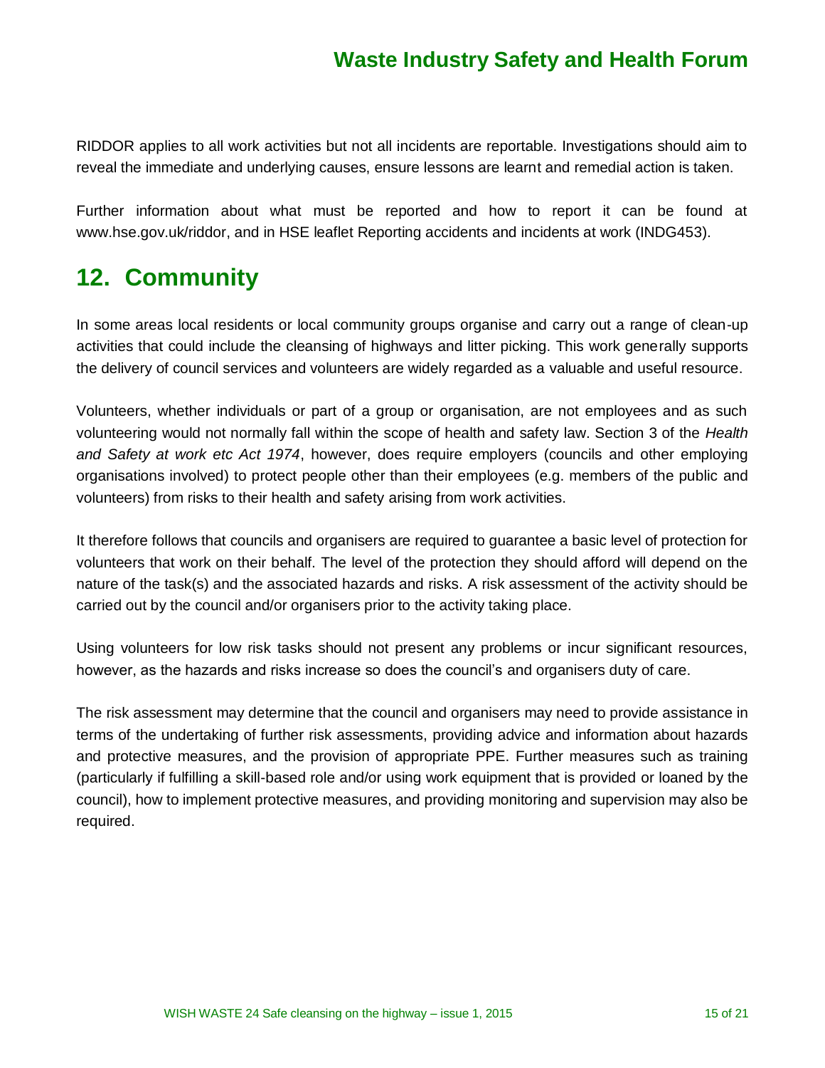RIDDOR applies to all work activities but not all incidents are reportable. Investigations should aim to reveal the immediate and underlying causes, ensure lessons are learnt and remedial action is taken.

Further information about what must be reported and how to report it can be found at www.hse.gov.uk/riddor, and in HSE leaflet Reporting accidents and incidents at work (INDG453).

# 12. Community

In some areas local residents or local community groups organise and carry out a range of clean-up activities that could include the cleansing of highways and litter picking. This work generally supports the delivery of council services and volunteers are widely regarded as a valuable and useful resource.

Volunteers, whether individuals or part of a group or organisation, are not employees and as such volunteering would not normally fall within the scope of health and safety law. Section 3 of the *Health and Safety at work etc Act 1974*, however, does require employers (councils and other employing organisations involved) to protect people other than their employees (e.g. members of the public and volunteers) from risks to their health and safety arising from work activities.

It therefore follows that councils and organisers are required to guarantee a basic level of protection for volunteers that work on their behalf. The level of the protection they should afford will depend on the nature of the task(s) and the associated hazards and risks. A risk assessment of the activity should be carried out by the council and/or organisers prior to the activity taking place.

Using volunteers for low risk tasks should not present any problems or incur significant resources, however, as the hazards and risks increase so does the council's and organisers duty of care.

The risk assessment may determine that the council and organisers may need to provide assistance in terms of the undertaking of further risk assessments, providing advice and information about hazards and protective measures, and the provision of appropriate PPE. Further measures such as training (particularly if fulfilling a skill-based role and/or using work equipment that is provided or loaned by the council), how to implement protective measures, and providing monitoring and supervision may also be required.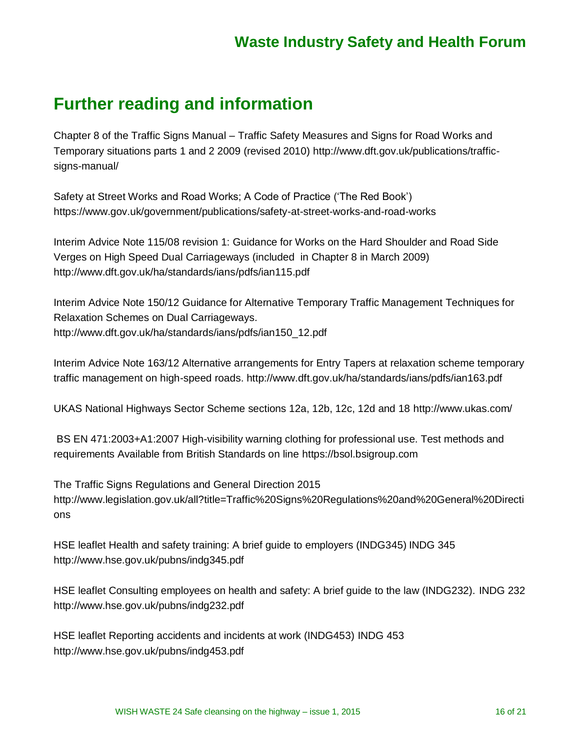# Further reading and information

Chapter 8 of the Traffic Signs Manual – Traffic Safety Measures and Signs for Road Works and Temporary situations parts 1 and 2 2009 (revised 2010) http://www.dft.gov.uk/publications/traffic-signs-manual/

Safety at Street Works and Road Works; A Code of Practice ('The Red Book') https://www.gov.uk/government/publications/safety-at-street-works-and-road-works

Interim Advice Note 115/08 revision 1: Guidance for Works on the Hard Shoulder and Road Side Verges on High Speed Dual Carriageways (included in Chapter 8 in March 2009) http://www.dft.gov.uk/ha/standards/ians/pdfs/ian115.pdf

Interim Advice Note 150/12 Guidance for Alternative Temporary Traffic Management Techniques for Relaxation Schemes on Dual Carriageways. http://www.dft.gov.uk/ha/standards/ians/pdfs/ian150_12.pdf

Interim Advice Note 163/12 Alternative arrangements for Entry Tapers at relaxation scheme temporary traffic management on high-speed roads. http://www.dft.gov.uk/ha/standards/ians/pdfs/ian163.pdf

UKAS National Highways Sector Scheme sections 12a, 12b, 12c, 12d and 18 http://www.ukas.com/

BS EN 471:2003+A1:2007 High-visibility warning clothing for professional use. Test methods and requirements Available from British Standards on line https://bsol.bsigroup.com

The Traffic Signs Regulations and General Direction 2015 http://www.legislation.gov.uk/all?title=Traffic%20Signs%20Regulations%20and%20General%20Directions

HSE leaflet Health and safety training: A brief guide to employers (INDG345) INDG 345 http://www.hse.gov.uk/pubns/indg345.pdf

HSE leaflet Consulting employees on health and safety: A brief guide to the law (INDG232). INDG 232 http://www.hse.gov.uk/pubns/indg232.pdf

HSE leaflet Reporting accidents and incidents at work (INDG453) INDG 453 http://www.hse.gov.uk/pubns/indg453.pdf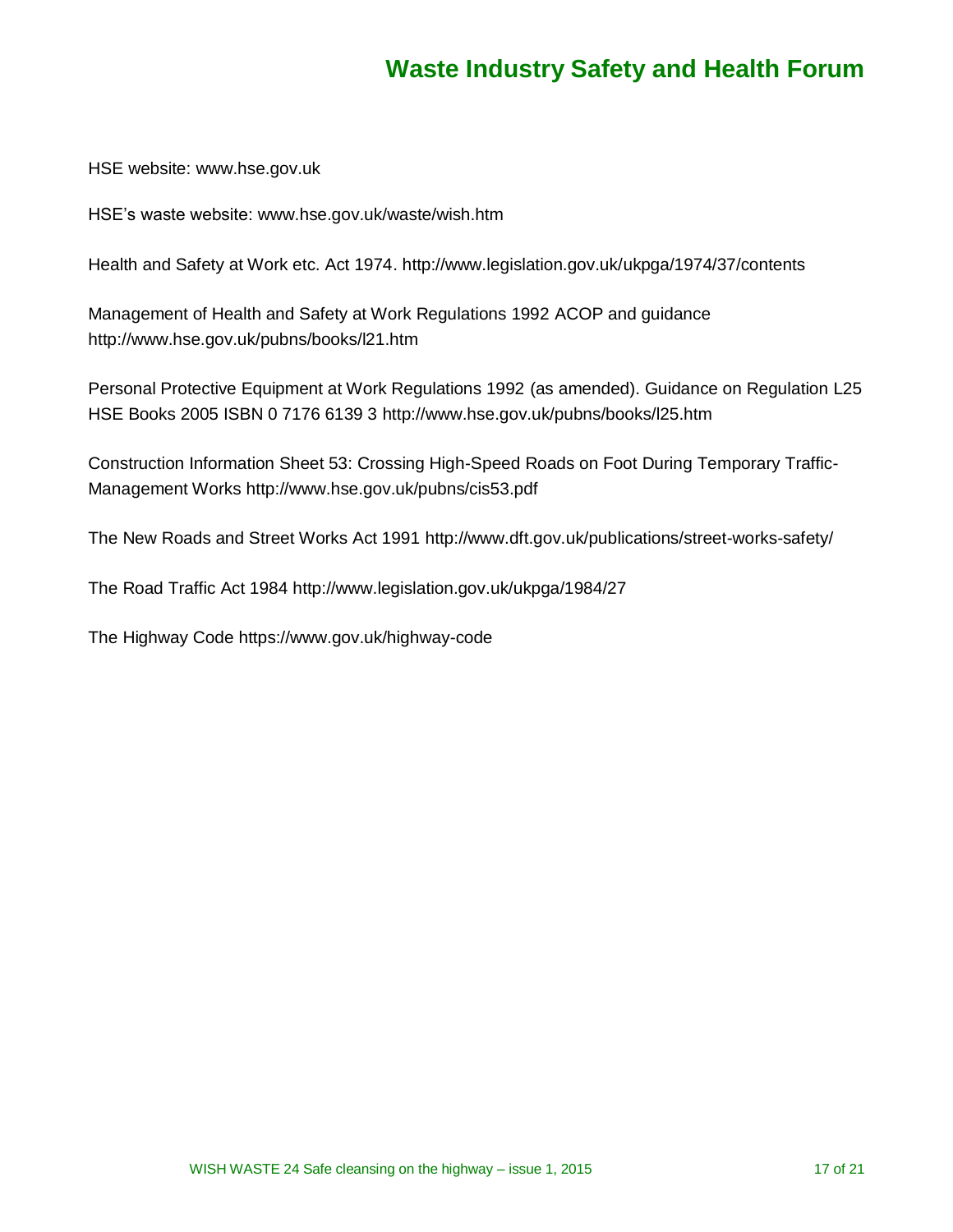HSE website: www.hse.gov.uk

HSE's waste website: www.hse.gov.uk/waste/wish.htm

Health and Safety at Work etc. Act 1974. http://www.legislation.gov.uk/ukpga/1974/37/contents

Management of Health and Safety at Work Regulations 1992 ACOP and guidance http://www.hse.gov.uk/pubns/books/l21.htm

Personal Protective Equipment at Work Regulations 1992 (as amended). Guidance on Regulation L25 HSE Books 2005 ISBN 0 7176 6139 3 http://www.hse.gov.uk/pubns/books/l25.htm

Construction Information Sheet 53: Crossing High-Speed Roads on Foot During Temporary Traffic-Management Works http://www.hse.gov.uk/pubns/cis53.pdf

The New Roads and Street Works Act 1991 http://www.dft.gov.uk/publications/street-works-safety/

The Road Traffic Act 1984 http://www.legislation.gov.uk/ukpga/1984/27

The Highway Code https://www.gov.uk/highway-code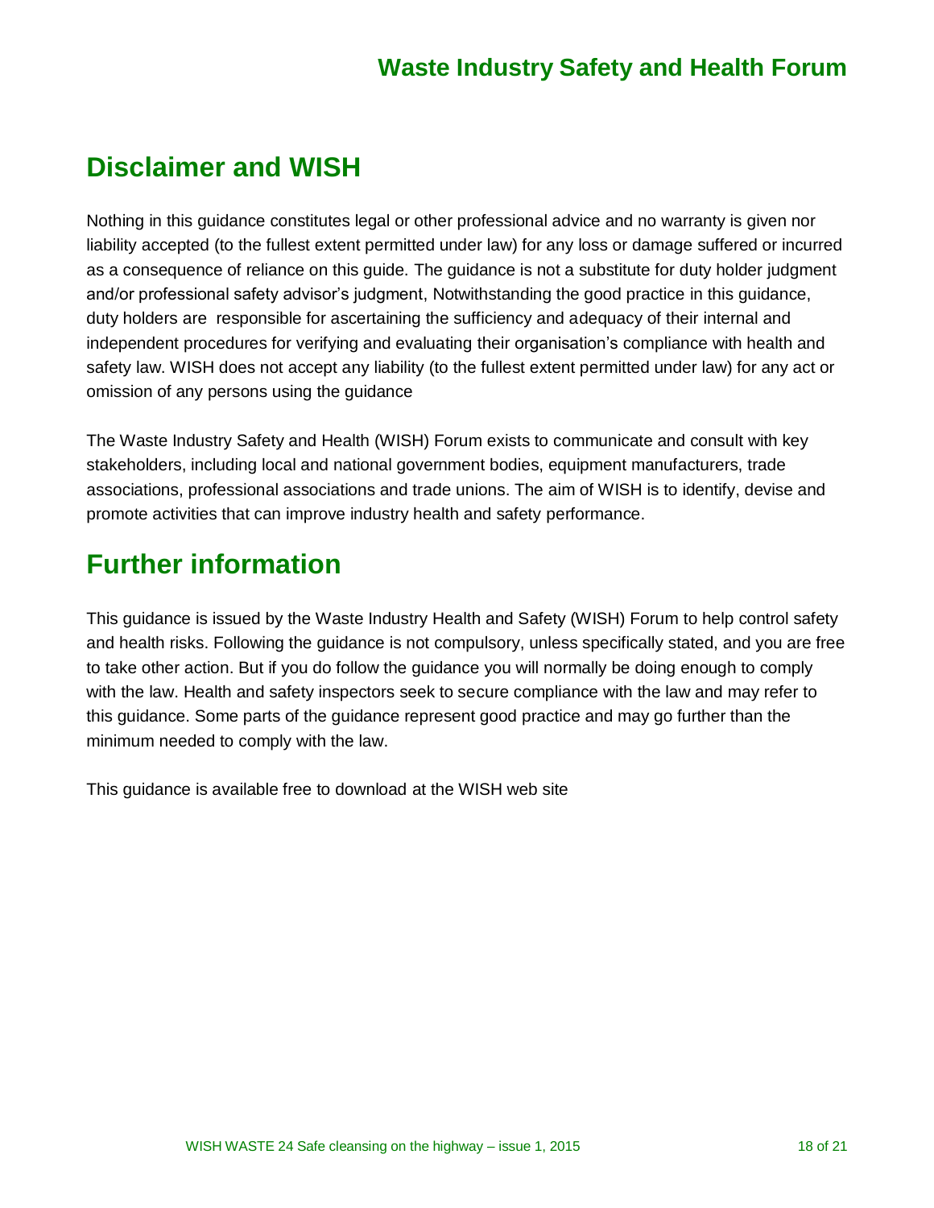## Disclaimer and WISH

Nothing in this guidance constitutes legal or other professional advice and no warranty is given nor liability accepted (to the fullest extent permitted under law) for any loss or damage suffered or incurred as a consequence of reliance on this guide. The guidance is not a substitute for duty holder judgment and/or professional safety advisor's judgment, Notwithstanding the good practice in this guidance, duty holders are responsible for ascertaining the sufficiency and adequacy of their internal and independent procedures for verifying and evaluating their organisation's compliance with health and safety law. WISH does not accept any liability (to the fullest extent permitted under law) for any act or omission of any persons using the guidance

The Waste Industry Safety and Health (WISH) Forum exists to communicate and consult with key stakeholders, including local and national government bodies, equipment manufacturers, trade associations, professional associations and trade unions. The aim of WISH is to identify, devise and promote activities that can improve industry health and safety performance.

## Further information

This guidance is issued by the Waste Industry Health and Safety (WISH) Forum to help control safety and health risks. Following the guidance is not compulsory, unless specifically stated, and you are free to take other action. But if you do follow the guidance you will normally be doing enough to comply with the law. Health and safety inspectors seek to secure compliance with the law and may refer to this guidance. Some parts of the guidance represent good practice and may go further than the minimum needed to comply with the law.

This guidance is available free to download at the WISH web site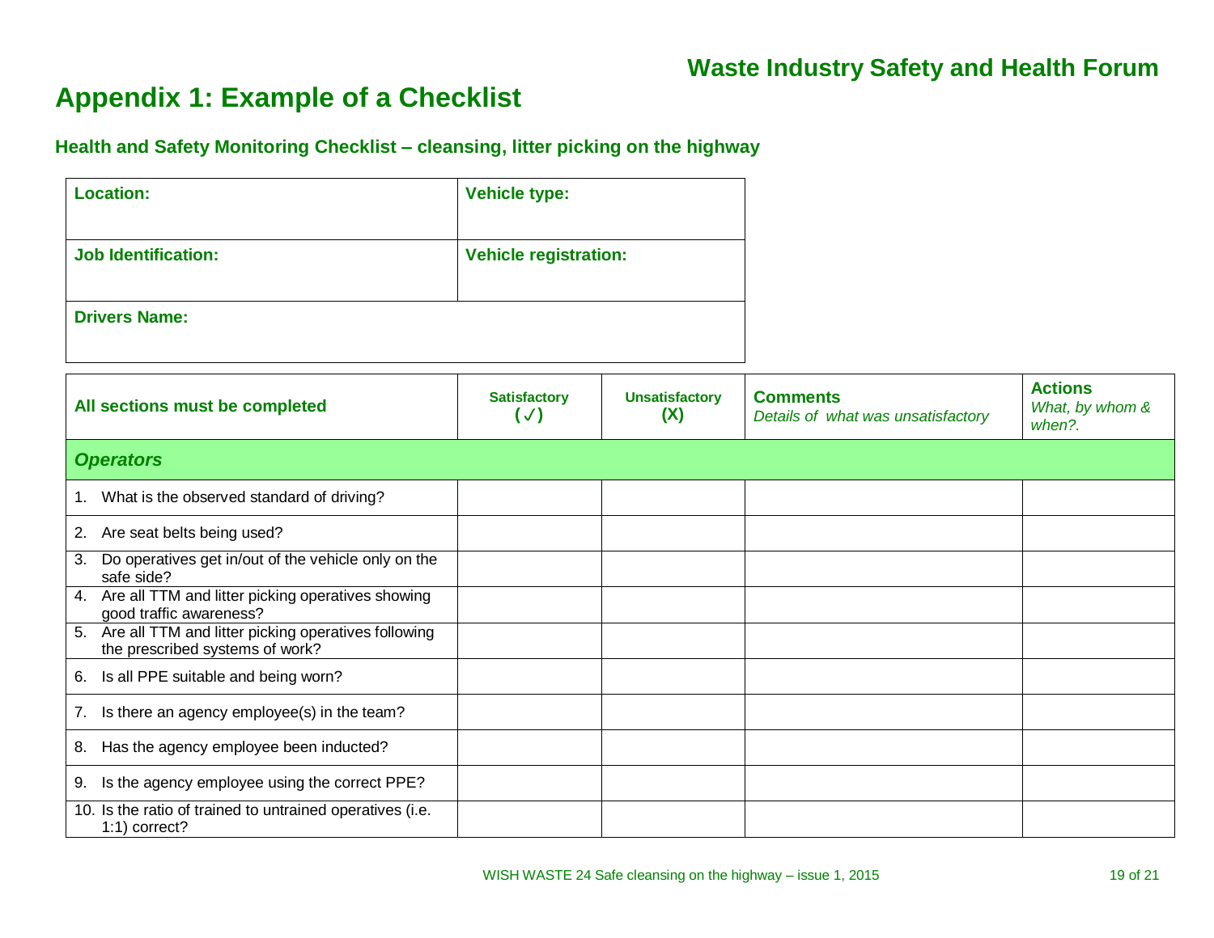## Appendix 1: Example of a Checklist

### Health and Safety Monitoring Checklist – cleansing, litter picking on the highway

| **Location:** | **Vehicle type:** |
|---|---|
| **Job Identification:** | **Vehicle registration:** |
| **Drivers Name:** | |

| **All sections must be completed** | **Satisfactory (✓)** | **Unsatisfactory (X)** | **Comments** *Details of what was unsatisfactory* | **Actions** *What, by whom & when?.* |
|---|---|---|---|---|
| ***Operators*** | | | | |
| 1. What is the observed standard of driving? | | | | |
| 2. Are seat belts being used? | | | | |
| 3. Do operatives get in/out of the vehicle only on the safe side? | | | | |
| 4. Are all TTM and litter picking operatives showing good traffic awareness? | | | | |
| 5. Are all TTM and litter picking operatives following the prescribed systems of work? | | | | |
| 6. Is all PPE suitable and being worn? | | | | |
| 7. Is there an agency employee(s) in the team? | | | | |
| 8. Has the agency employee been inducted? | | | | |
| 9. Is the agency employee using the correct PPE? | | | | |
| 10. Is the ratio of trained to untrained operatives (i.e. 1:1) correct? | | | | |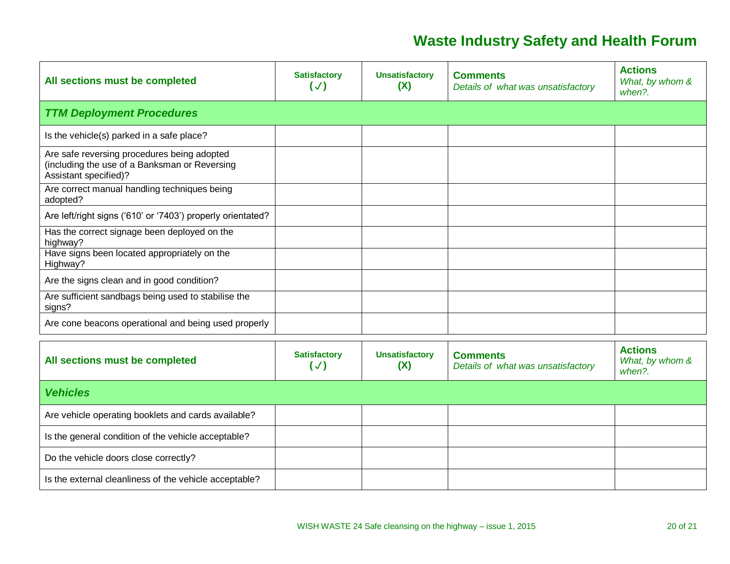| All sections must be completed | Satisfactory (✓) | Unsatisfactory (X) | Comments *Details of what was unsatisfactory* | Actions *What, by whom & when?.* |
|---|---|---|---|---|
| ***TTM Deployment Procedures*** | | | | |
| Is the vehicle(s) parked in a safe place? | | | | |
| Are safe reversing procedures being adopted (including the use of a Banksman or Reversing Assistant specified)? | | | | |
| Are correct manual handling techniques being adopted? | | | | |
| Are left/right signs ('610' or '7403') properly orientated? | | | | |
| Has the correct signage been deployed on the highway? | | | | |
| Have signs been located appropriately on the Highway? | | | | |
| Are the signs clean and in good condition? | | | | |
| Are sufficient sandbags being used to stabilise the signs? | | | | |
| Are cone beacons operational and being used properly | | | | |

| All sections must be completed | Satisfactory (✓) | Unsatisfactory (X) | Comments *Details of what was unsatisfactory* | Actions *What, by whom & when?.* |
|---|---|---|---|---|
| ***Vehicles*** | | | | |
| Are vehicle operating booklets and cards available? | | | | |
| Is the general condition of the vehicle acceptable? | | | | |
| Do the vehicle doors close correctly? | | | | |
| Is the external cleanliness of the vehicle acceptable? | | | | |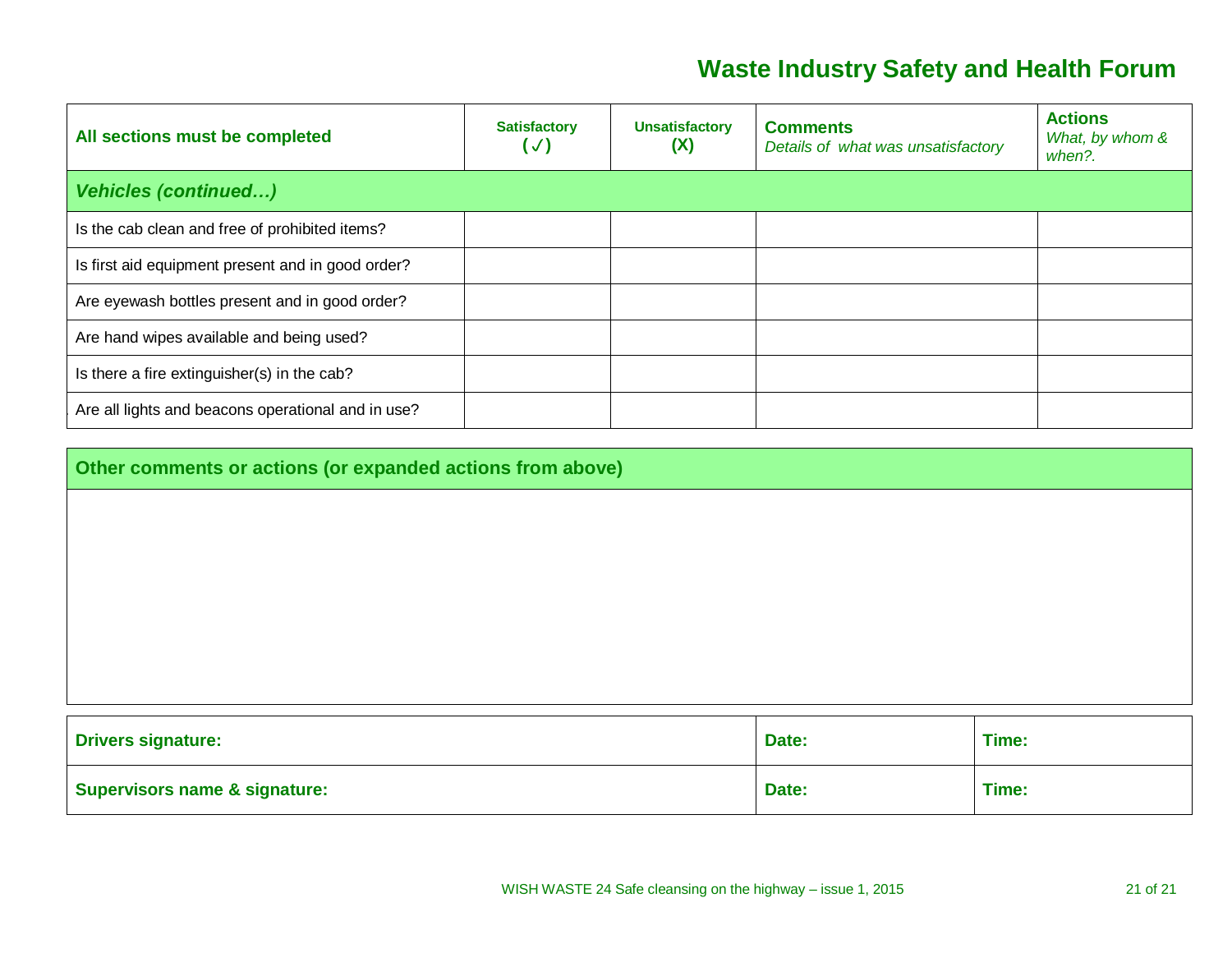| All sections must be completed | Satisfactory (✓) | Unsatisfactory (X) | Comments *Details of what was unsatisfactory* | Actions *What, by whom & when?.* |
|---|---|---|---|---|
| ***Vehicles (continued…)*** | | | | |
| Is the cab clean and free of prohibited items? | | | | |
| Is first aid equipment present and in good order? | | | | |
| Are eyewash bottles present and in good order? | | | | |
| Are hand wipes available and being used? | | | | |
| Is there a fire extinguisher(s) in the cab? | | | | |
| Are all lights and beacons operational and in use? | | | | |

| **Other comments or actions (or expanded actions from above)** |
|---|
| |

| | | |
|---|---|---|
| **Drivers signature:** | **Date:** | **Time:** |
| **Supervisors name & signature:** | **Date:** | **Time:** |